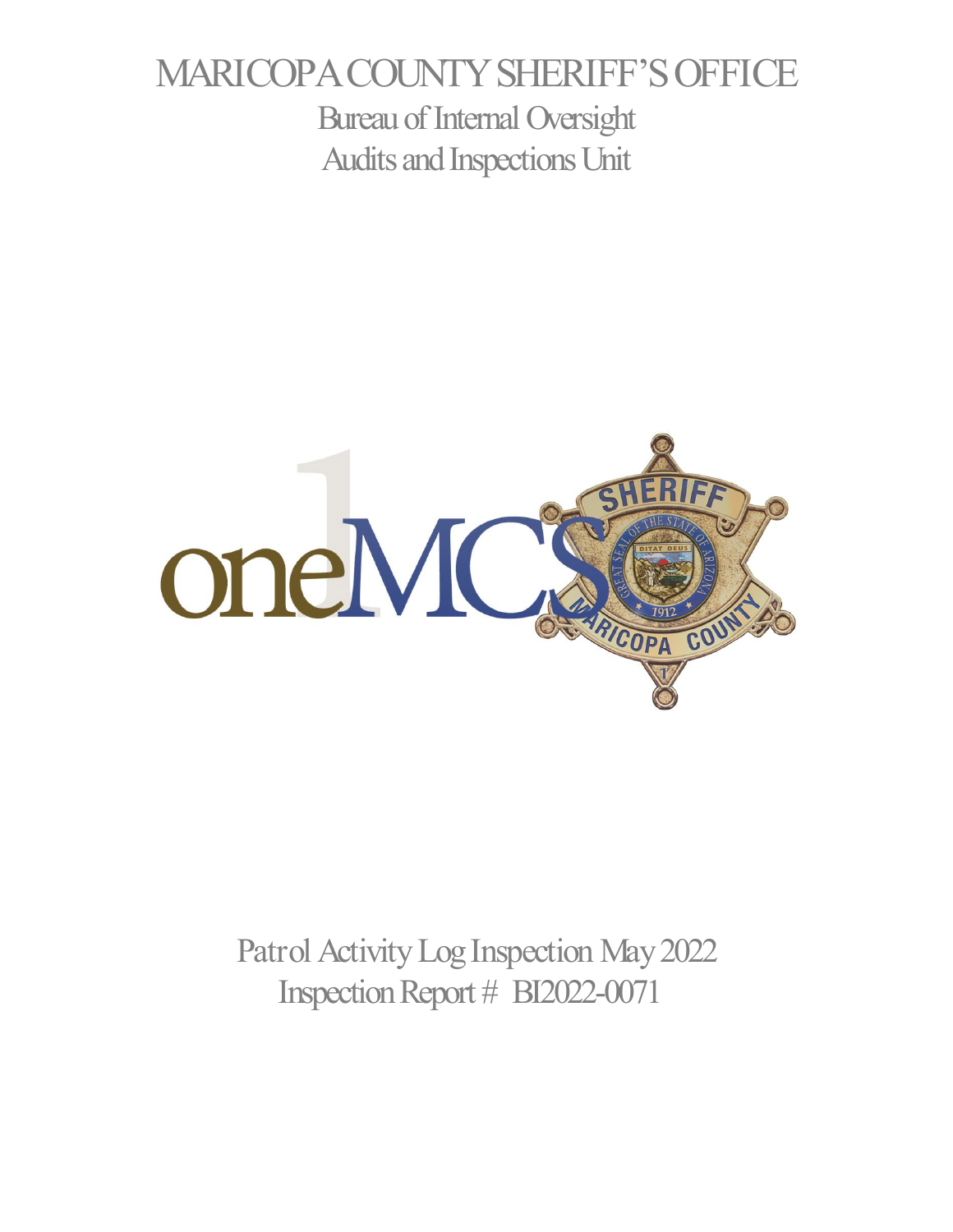# MARICOPA COUNTY SHERIFF'S OFFICE

## Bureau of Internal Oversight

## Audits and Inspections Unit

oneMCSO

Patrol Activity Log Inspection May 2022

Inspection Report # BI2022-0071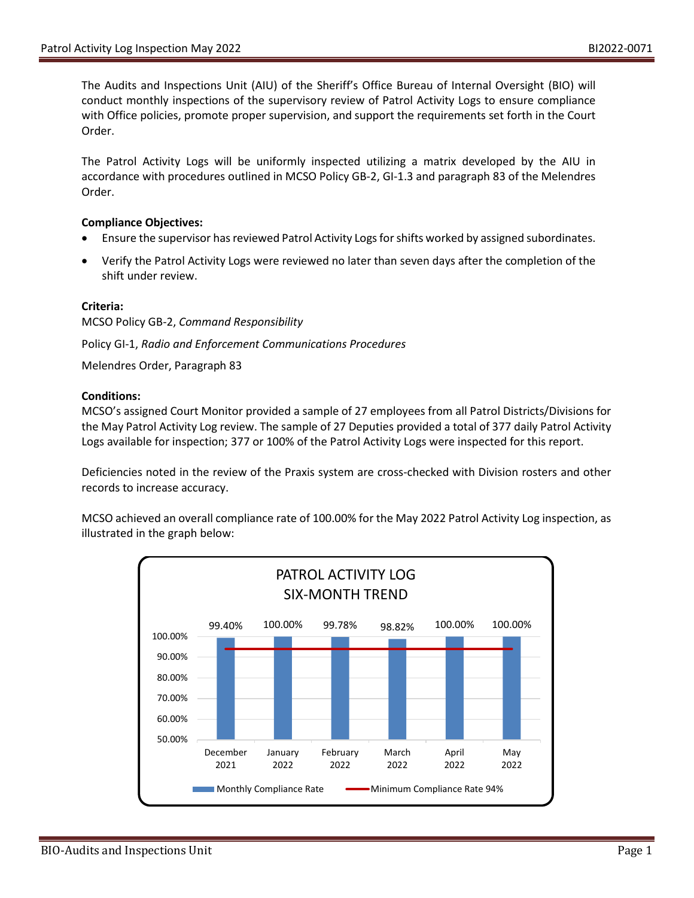The Audits and Inspections Unit (AIU) of the Sheriff's Office Bureau of Internal Oversight (BIO) will conduct monthly inspections of the supervisory review of Patrol Activity Logs to ensure compliance with Office policies, promote proper supervision, and support the requirements set forth in the Court Order.

The Patrol Activity Logs will be uniformly inspected utilizing a matrix developed by the AIU in accordance with procedures outlined in MCSO Policy GB-2, GI-1.3 and paragraph 83 of the Melendres Order.

**Compliance Objectives:**

- Ensure the supervisor has reviewed Patrol Activity Logs for shifts worked by assigned subordinates.
- Verify the Patrol Activity Logs were reviewed no later than seven days after the completion of the shift under review.

**Criteria:**

MCSO Policy GB-2, *Command Responsibility*

Policy GI-1, *Radio and Enforcement Communications Procedures*

Melendres Order, Paragraph 83

**Conditions:**

MCSO's assigned Court Monitor provided a sample of 27 employees from all Patrol Districts/Divisions for the May Patrol Activity Log review. The sample of 27 Deputies provided a total of 377 daily Patrol Activity Logs available for inspection; 377 or 100% of the Patrol Activity Logs were inspected for this report.

Deficiencies noted in the review of the Praxis system are cross-checked with Division rosters and other records to increase accuracy.

MCSO achieved an overall compliance rate of 100.00% for the May 2022 Patrol Activity Log inspection, as illustrated in the graph below:

**PATROL ACTIVITY LOG SIX-MONTH TREND**

| Month | Monthly Compliance Rate | Minimum Compliance Rate |
|---|---|---|
| December 2021 | 99.40% | 94% |
| January 2022 | 100.00% | 94% |
| February 2022 | 99.78% | 94% |
| March 2022 | 98.82% | 94% |
| April 2022 | 100.00% | 94% |
| May 2022 | 100.00% | 94% |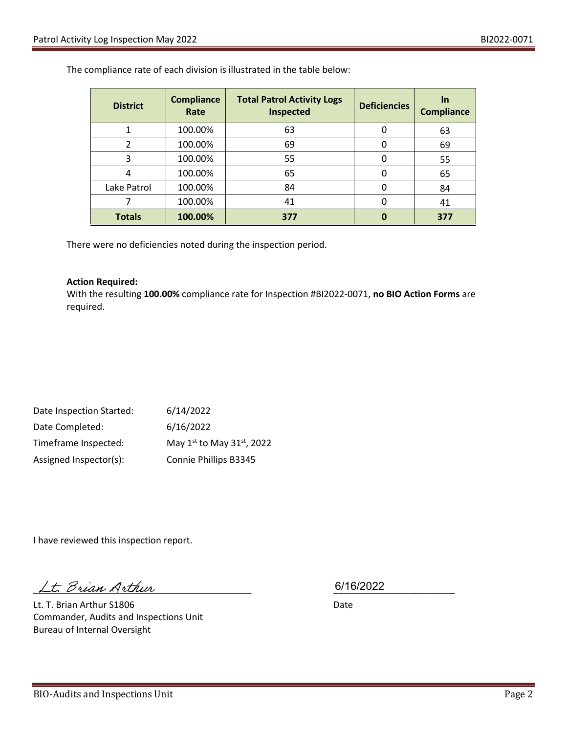The compliance rate of each division is illustrated in the table below:

| District | Compliance Rate | Total Patrol Activity Logs Inspected | Deficiencies | In Compliance |
|---|---|---|---|---|
| 1 | 100.00% | 63 | 0 | 63 |
| 2 | 100.00% | 69 | 0 | 69 |
| 3 | 100.00% | 55 | 0 | 55 |
| 4 | 100.00% | 65 | 0 | 65 |
| Lake Patrol | 100.00% | 84 | 0 | 84 |
| 7 | 100.00% | 41 | 0 | 41 |
| **Totals** | **100.00%** | **377** | **0** | **377** |

There were no deficiencies noted during the inspection period.

**Action Required:**
With the resulting **100.00%** compliance rate for Inspection #BI2022-0071, **no BIO Action Forms** are required.

Date Inspection Started: 6/14/2022

Date Completed: 6/16/2022

Timeframe Inspected: May 1st to May 31st, 2022

Assigned Inspector(s): Connie Phillips B3345

I have reviewed this inspection report.

Lt. Brian Arthur &nbsp;&nbsp;&nbsp;&nbsp; 6/16/2022

Lt. T. Brian Arthur S1806 &nbsp;&nbsp;&nbsp;&nbsp; Date
Commander, Audits and Inspections Unit
Bureau of Internal Oversight